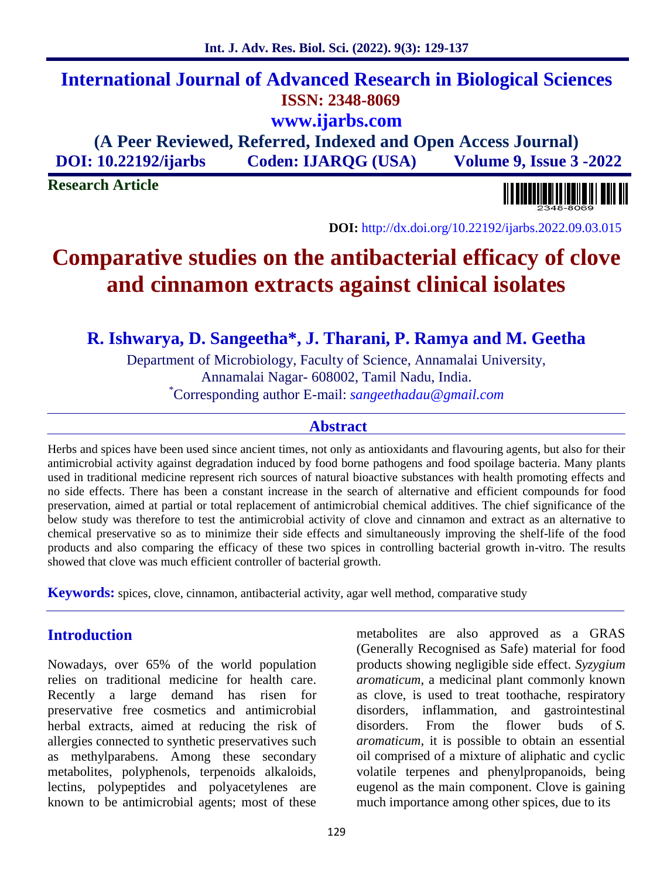International Journal of Advanced Research in Biological Sciences
ISSN: 2348-8069
www.ijarbs.com
(A Peer Reviewed, Referred, Indexed and Open Access Journal)
DOI: 10.22192/ijarbs Coden: IJARQG (USA) Volume 9, Issue 3 -2022

**Research Article**

**DOI:** http://dx.doi.org/10.22192/ijarbs.2022.09.03.015

# Comparative studies on the antibacterial efficacy of clove and cinnamon extracts against clinical isolates

**R. Ishwarya, D. Sangeetha\*, J. Tharani, P. Ramya and M. Geetha**

Department of Microbiology, Faculty of Science, Annamalai University, Annamalai Nagar- 608002, Tamil Nadu, India.

\*Corresponding author E-mail: *sangeethadau@gmail.com*

## Abstract

Herbs and spices have been used since ancient times, not only as antioxidants and flavouring agents, but also for their antimicrobial activity against degradation induced by food borne pathogens and food spoilage bacteria. Many plants used in traditional medicine represent rich sources of natural bioactive substances with health promoting effects and no side effects. There has been a constant increase in the search of alternative and efficient compounds for food preservation, aimed at partial or total replacement of antimicrobial chemical additives. The chief significance of the below study was therefore to test the antimicrobial activity of clove and cinnamon and extract as an alternative to chemical preservative so as to minimize their side effects and simultaneously improving the shelf-life of the food products and also comparing the efficacy of these two spices in controlling bacterial growth in-vitro. The results showed that clove was much efficient controller of bacterial growth.

**Keywords:** spices, clove, cinnamon, antibacterial activity, agar well method, comparative study

## Introduction

Nowadays, over 65% of the world population relies on traditional medicine for health care. Recently a large demand has risen for preservative free cosmetics and antimicrobial herbal extracts, aimed at reducing the risk of allergies connected to synthetic preservatives such as methylparabens. Among these secondary metabolites, polyphenols, terpenoids alkaloids, lectins, polypeptides and polyacetylenes are known to be antimicrobial agents; most of these metabolites are also approved as a GRAS (Generally Recognised as Safe) material for food products showing negligible side effect. *Syzygium aromaticum*, a medicinal plant commonly known as clove, is used to treat toothache, respiratory disorders, inflammation, and gastrointestinal disorders. From the flower buds of *S. aromaticum*, it is possible to obtain an essential oil comprised of a mixture of aliphatic and cyclic volatile terpenes and phenylpropanoids, being eugenol as the main component. Clove is gaining much importance among other spices, due to its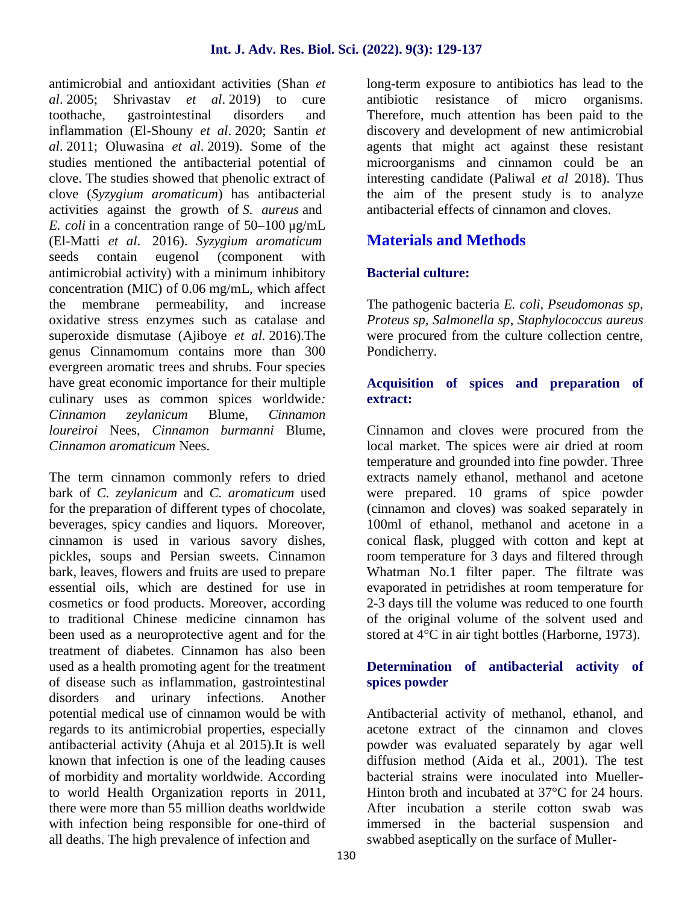antimicrobial and antioxidant activities (Shan *et al*. 2005; Shrivastav *et al*. 2019) to cure toothache, gastrointestinal disorders and inflammation (El-Shouny *et al*. 2020; Santin *et al*. 2011; Oluwasina *et al*. 2019). Some of the studies mentioned the antibacterial potential of clove. The studies showed that phenolic extract of clove (*Syzygium aromaticum*) has antibacterial activities against the growth of *S. aureus* and *E. coli* in a concentration range of 50–100 μg/mL (El-Matti *et al*. 2016). *Syzygium aromaticum* seeds contain eugenol (component with antimicrobial activity) with a minimum inhibitory concentration (MIC) of 0.06 mg/mL, which affect the membrane permeability, and increase oxidative stress enzymes such as catalase and superoxide dismutase (Ajiboye *et al.* 2016).The genus Cinnamomum contains more than 300 evergreen aromatic trees and shrubs. Four species have great economic importance for their multiple culinary uses as common spices worldwide*:* *Cinnamon zeylanicum* Blume, *Cinnamon loureiroi* Nees, *Cinnamon burmanni* Blume, *Cinnamon aromaticum* Nees.

The term cinnamon commonly refers to dried bark of *C. zeylanicum* and *C. aromaticum* used for the preparation of different types of chocolate, beverages, spicy candies and liquors. Moreover, cinnamon is used in various savory dishes, pickles, soups and Persian sweets. Cinnamon bark, leaves, flowers and fruits are used to prepare essential oils, which are destined for use in cosmetics or food products. Moreover, according to traditional Chinese medicine cinnamon has been used as a neuroprotective agent and for the treatment of diabetes. Cinnamon has also been used as a health promoting agent for the treatment of disease such as inflammation, gastrointestinal disorders and urinary infections. Another potential medical use of cinnamon would be with regards to its antimicrobial properties, especially antibacterial activity (Ahuja et al 2015).It is well known that infection is one of the leading causes of morbidity and mortality worldwide. According to world Health Organization reports in 2011, there were more than 55 million deaths worldwide with infection being responsible for one-third of all deaths. The high prevalence of infection and long-term exposure to antibiotics has lead to the antibiotic resistance of micro organisms. Therefore, much attention has been paid to the discovery and development of new antimicrobial agents that might act against these resistant microorganisms and cinnamon could be an interesting candidate (Paliwal *et al* 2018). Thus the aim of the present study is to analyze antibacterial effects of cinnamon and cloves.

## Materials and Methods

### Bacterial culture:

The pathogenic bacteria *E. coli*, *Pseudomonas sp, Proteus sp, Salmonella sp*, *Staphylococcus aureus* were procured from the culture collection centre, Pondicherry.

### Acquisition of spices and preparation of extract:

Cinnamon and cloves were procured from the local market. The spices were air dried at room temperature and grounded into fine powder. Three extracts namely ethanol, methanol and acetone were prepared. 10 grams of spice powder (cinnamon and cloves) was soaked separately in 100ml of ethanol, methanol and acetone in a conical flask, plugged with cotton and kept at room temperature for 3 days and filtered through Whatman No.1 filter paper. The filtrate was evaporated in petridishes at room temperature for 2-3 days till the volume was reduced to one fourth of the original volume of the solvent used and stored at 4°C in air tight bottles (Harborne, 1973).

### Determination of antibacterial activity of spices powder

Antibacterial activity of methanol, ethanol, and acetone extract of the cinnamon and cloves powder was evaluated separately by agar well diffusion method (Aida et al., 2001). The test bacterial strains were inoculated into Mueller-Hinton broth and incubated at 37°C for 24 hours. After incubation a sterile cotton swab was immersed in the bacterial suspension and swabbed aseptically on the surface of Muller-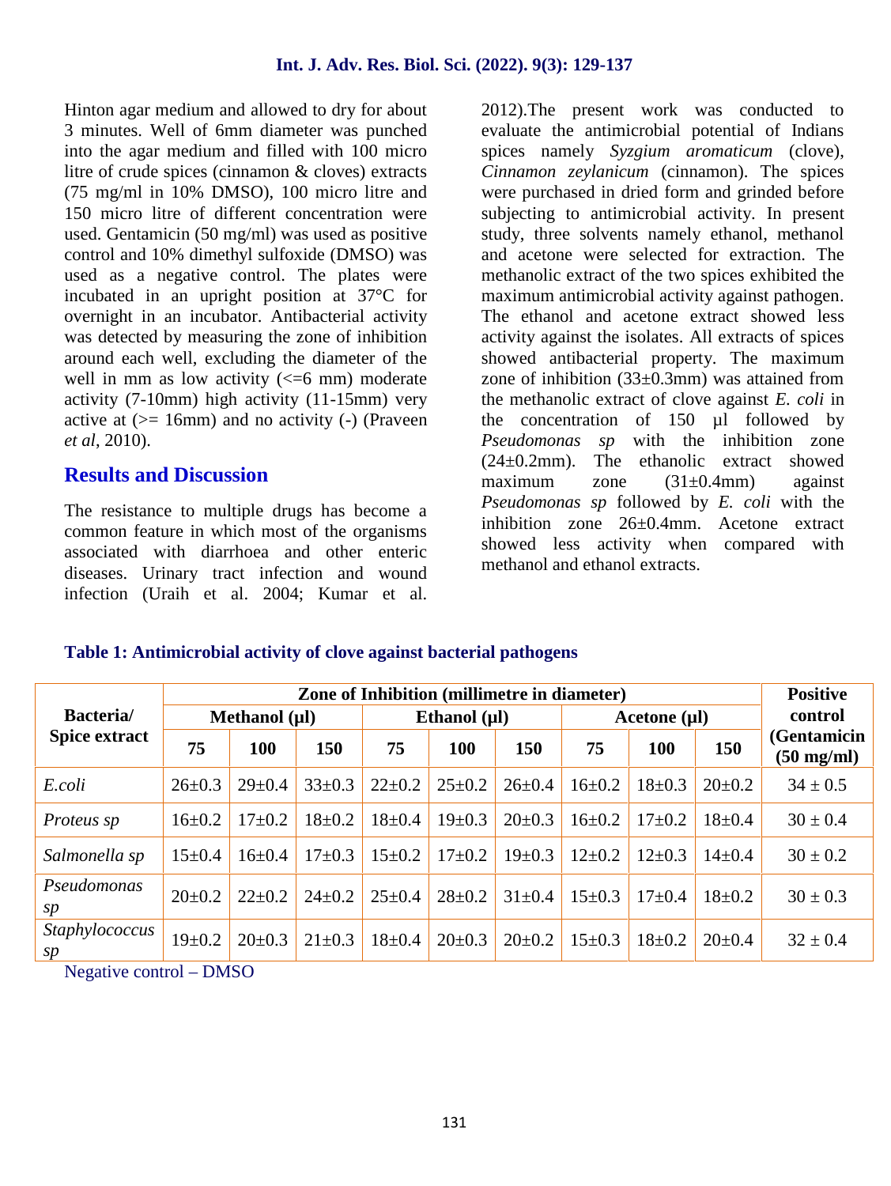Hinton agar medium and allowed to dry for about 3 minutes. Well of 6mm diameter was punched into the agar medium and filled with 100 micro litre of crude spices (cinnamon & cloves) extracts (75 mg/ml in 10% DMSO), 100 micro litre and 150 micro litre of different concentration were used. Gentamicin (50 mg/ml) was used as positive control and 10% dimethyl sulfoxide (DMSO) was used as a negative control. The plates were incubated in an upright position at 37°C for overnight in an incubator. Antibacterial activity was detected by measuring the zone of inhibition around each well, excluding the diameter of the well in mm as low activity (<=6 mm) moderate activity (7-10mm) high activity (11-15mm) very active at (>= 16mm) and no activity (-) (Praveen *et al*, 2010).

## Results and Discussion

The resistance to multiple drugs has become a common feature in which most of the organisms associated with diarrhoea and other enteric diseases. Urinary tract infection and wound infection (Uraih et al. 2004; Kumar et al. 2012).The present work was conducted to evaluate the antimicrobial potential of Indians spices namely *Syzgium aromaticum* (clove), *Cinnamon zeylanicum* (cinnamon). The spices were purchased in dried form and grinded before subjecting to antimicrobial activity. In present study, three solvents namely ethanol, methanol and acetone were selected for extraction. The methanolic extract of the two spices exhibited the maximum antimicrobial activity against pathogen. The ethanol and acetone extract showed less activity against the isolates. All extracts of spices showed antibacterial property. The maximum zone of inhibition (33±0.3mm) was attained from the methanolic extract of clove against *E. coli* in the concentration of 150 µl followed by *Pseudomonas sp* with the inhibition zone (24±0.2mm). The ethanolic extract showed maximum zone (31±0.4mm) against *Pseudomonas sp* followed by *E. coli* with the inhibition zone 26±0.4mm. Acetone extract showed less activity when compared with methanol and ethanol extracts.

**Table 1: Antimicrobial activity of clove against bacterial pathogens**

| Bacteria/ Spice extract | Zone of Inhibition (millimetre in diameter) | | | | | | | | | Positive control (Gentamicin (50 mg/ml) |
|---|---|---|---|---|---|---|---|---|---|---|
| | Methanol (µl) | | | Ethanol (µl) | | | Acetone (µl) | | | |
| | 75 | 100 | 150 | 75 | 100 | 150 | 75 | 100 | 150 | |
| *E.coli* | 26±0.3 | 29±0.4 | 33±0.3 | 22±0.2 | 25±0.2 | 26±0.4 | 16±0.2 | 18±0.3 | 20±0.2 | 34 ± 0.5 |
| *Proteus sp* | 16±0.2 | 17±0.2 | 18±0.2 | 18±0.4 | 19±0.3 | 20±0.3 | 16±0.2 | 17±0.2 | 18±0.4 | 30 ± 0.4 |
| *Salmonella sp* | 15±0.4 | 16±0.4 | 17±0.3 | 15±0.2 | 17±0.2 | 19±0.3 | 12±0.2 | 12±0.3 | 14±0.4 | 30 ± 0.2 |
| *Pseudomonas sp* | 20±0.2 | 22±0.2 | 24±0.2 | 25±0.4 | 28±0.2 | 31±0.4 | 15±0.3 | 17±0.4 | 18±0.2 | 30 ± 0.3 |
| *Staphylococcus sp* | 19±0.2 | 20±0.3 | 21±0.3 | 18±0.4 | 20±0.3 | 20±0.2 | 15±0.3 | 18±0.2 | 20±0.4 | 32 ± 0.4 |

Negative control – DMSO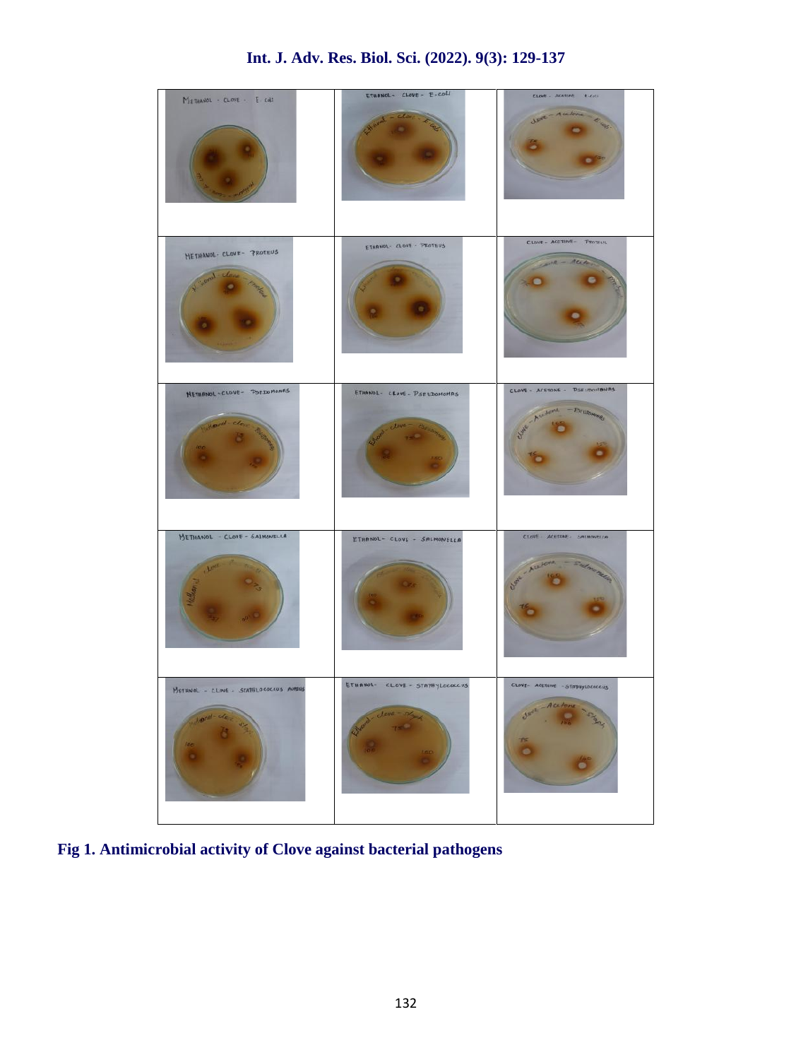Fig 1. Antimicrobial activity of Clove against bacterial pathogens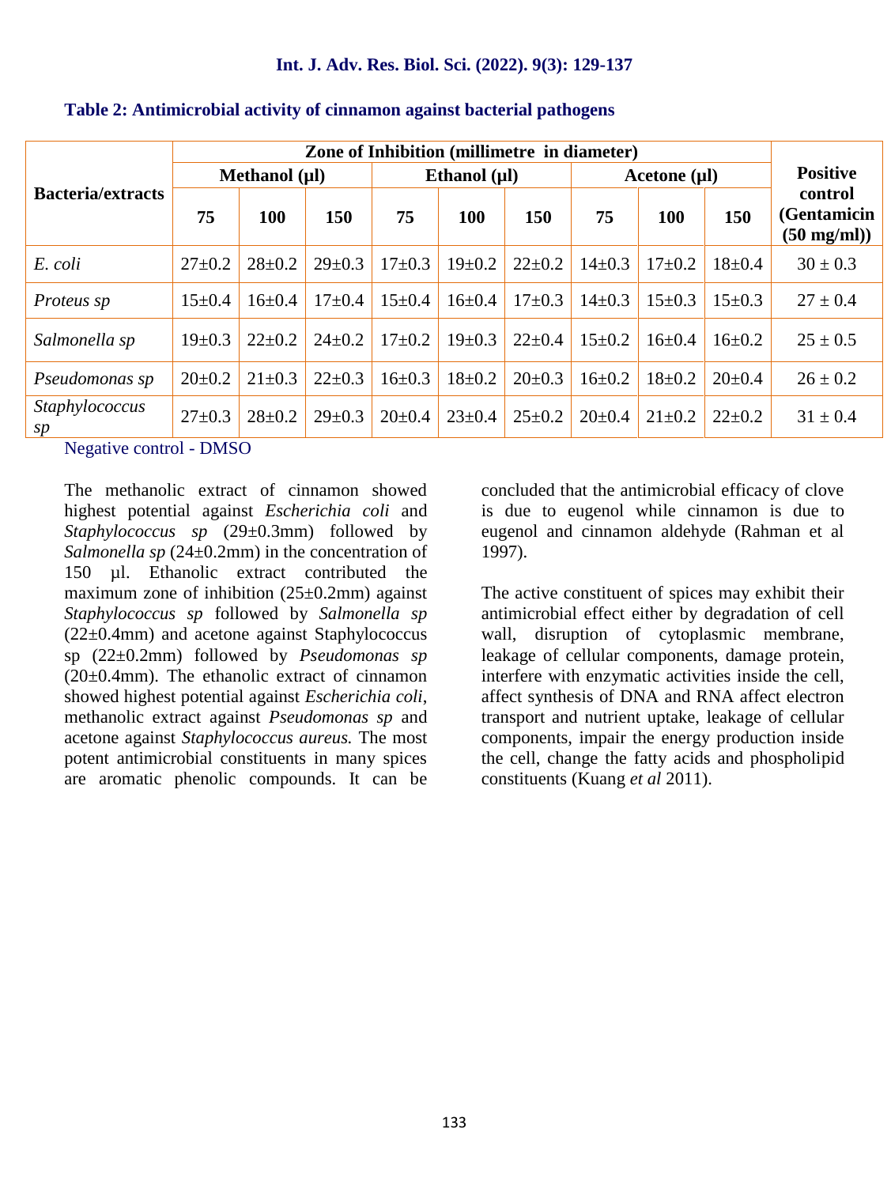**Table 2: Antimicrobial activity of cinnamon against bacterial pathogens**

| Bacteria/extracts | Zone of Inhibition (millimetre in diameter) | | | | | | | | | Positive control (Gentamicin (50 mg/ml)) |
|---|---|---|---|---|---|---|---|---|---|---|
| | Methanol (µl) | | | Ethanol (µl) | | | Acetone (µl) | | | |
| | 75 | 100 | 150 | 75 | 100 | 150 | 75 | 100 | 150 | |
| *E. coli* | 27±0.2 | 28±0.2 | 29±0.3 | 17±0.3 | 19±0.2 | 22±0.2 | 14±0.3 | 17±0.2 | 18±0.4 | 30 ± 0.3 |
| *Proteus sp* | 15±0.4 | 16±0.4 | 17±0.4 | 15±0.4 | 16±0.4 | 17±0.3 | 14±0.3 | 15±0.3 | 15±0.3 | 27 ± 0.4 |
| *Salmonella sp* | 19±0.3 | 22±0.2 | 24±0.2 | 17±0.2 | 19±0.3 | 22±0.4 | 15±0.2 | 16±0.4 | 16±0.2 | 25 ± 0.5 |
| *Pseudomonas sp* | 20±0.2 | 21±0.3 | 22±0.3 | 16±0.3 | 18±0.2 | 20±0.3 | 16±0.2 | 18±0.2 | 20±0.4 | 26 ± 0.2 |
| *Staphylococcus sp* | 27±0.3 | 28±0.2 | 29±0.3 | 20±0.4 | 23±0.4 | 25±0.2 | 20±0.4 | 21±0.2 | 22±0.2 | 31 ± 0.4 |

Negative control - DMSO

The methanolic extract of cinnamon showed highest potential against *Escherichia coli* and *Staphylococcus sp* (29±0.3mm) followed by *Salmonella sp* (24±0.2mm) in the concentration of 150 µl. Ethanolic extract contributed the maximum zone of inhibition (25±0.2mm) against *Staphylococcus sp* followed by *Salmonella sp* (22±0.4mm) and acetone against Staphylococcus sp (22±0.2mm) followed by *Pseudomonas sp* (20±0.4mm). The ethanolic extract of cinnamon showed highest potential against *Escherichia coli*, methanolic extract against *Pseudomonas sp* and acetone against *Staphylococcus aureus.* The most potent antimicrobial constituents in many spices are aromatic phenolic compounds. It can be concluded that the antimicrobial efficacy of clove is due to eugenol while cinnamon is due to eugenol and cinnamon aldehyde (Rahman et al 1997).

The active constituent of spices may exhibit their antimicrobial effect either by degradation of cell wall, disruption of cytoplasmic membrane, leakage of cellular components, damage protein, interfere with enzymatic activities inside the cell, affect synthesis of DNA and RNA affect electron transport and nutrient uptake, leakage of cellular components, impair the energy production inside the cell, change the fatty acids and phospholipid constituents (Kuang *et al* 2011).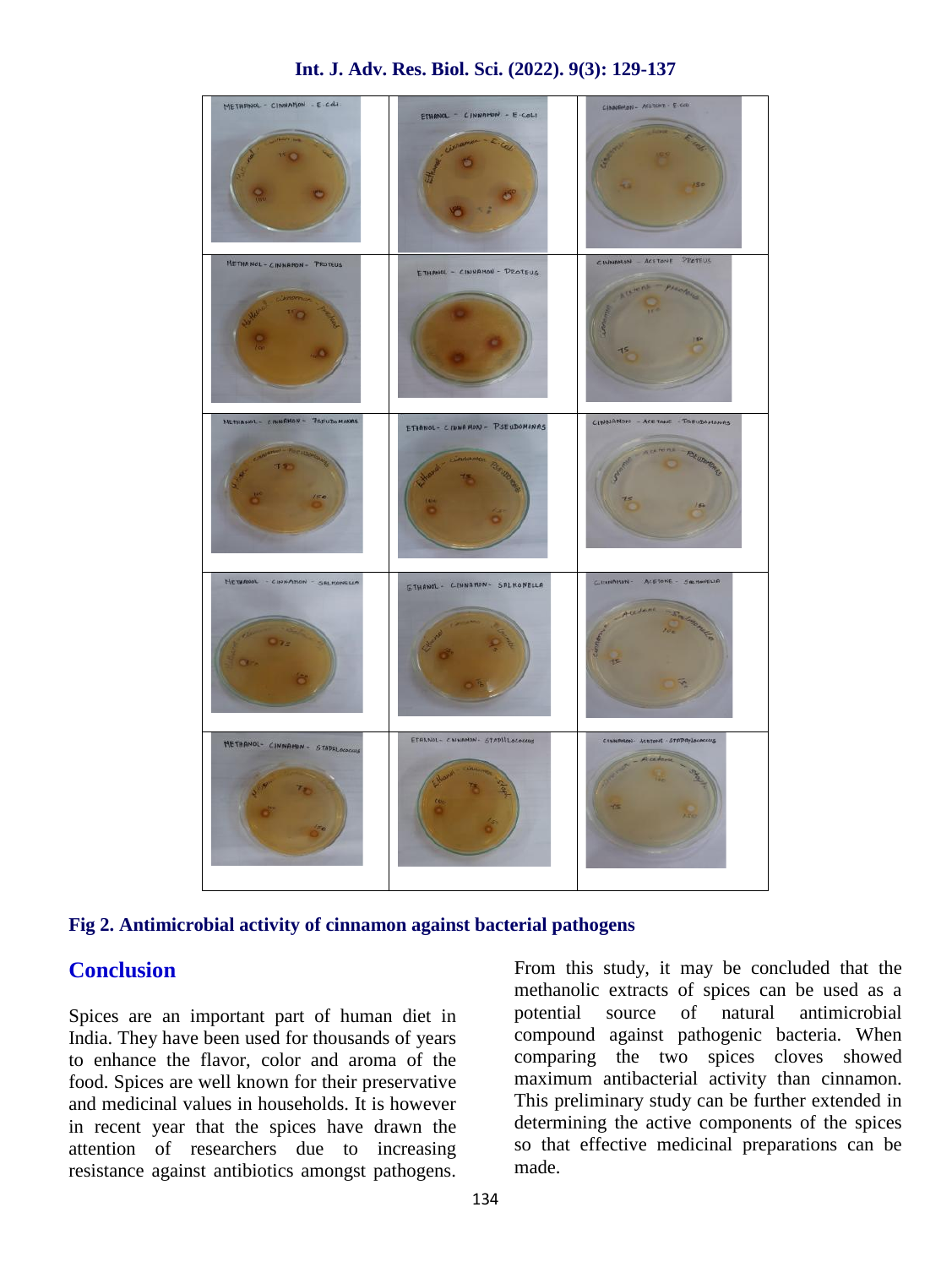Fig 2. Antimicrobial activity of cinnamon against bacterial pathogens

## Conclusion

Spices are an important part of human diet in India. They have been used for thousands of years to enhance the flavor, color and aroma of the food. Spices are well known for their preservative and medicinal values in households. It is however in recent year that the spices have drawn the attention of researchers due to increasing resistance against antibiotics amongst pathogens.

From this study, it may be concluded that the methanolic extracts of spices can be used as a potential source of natural antimicrobial compound against pathogenic bacteria. When comparing the two spices cloves showed maximum antibacterial activity than cinnamon. This preliminary study can be further extended in determining the active components of the spices so that effective medicinal preparations can be made.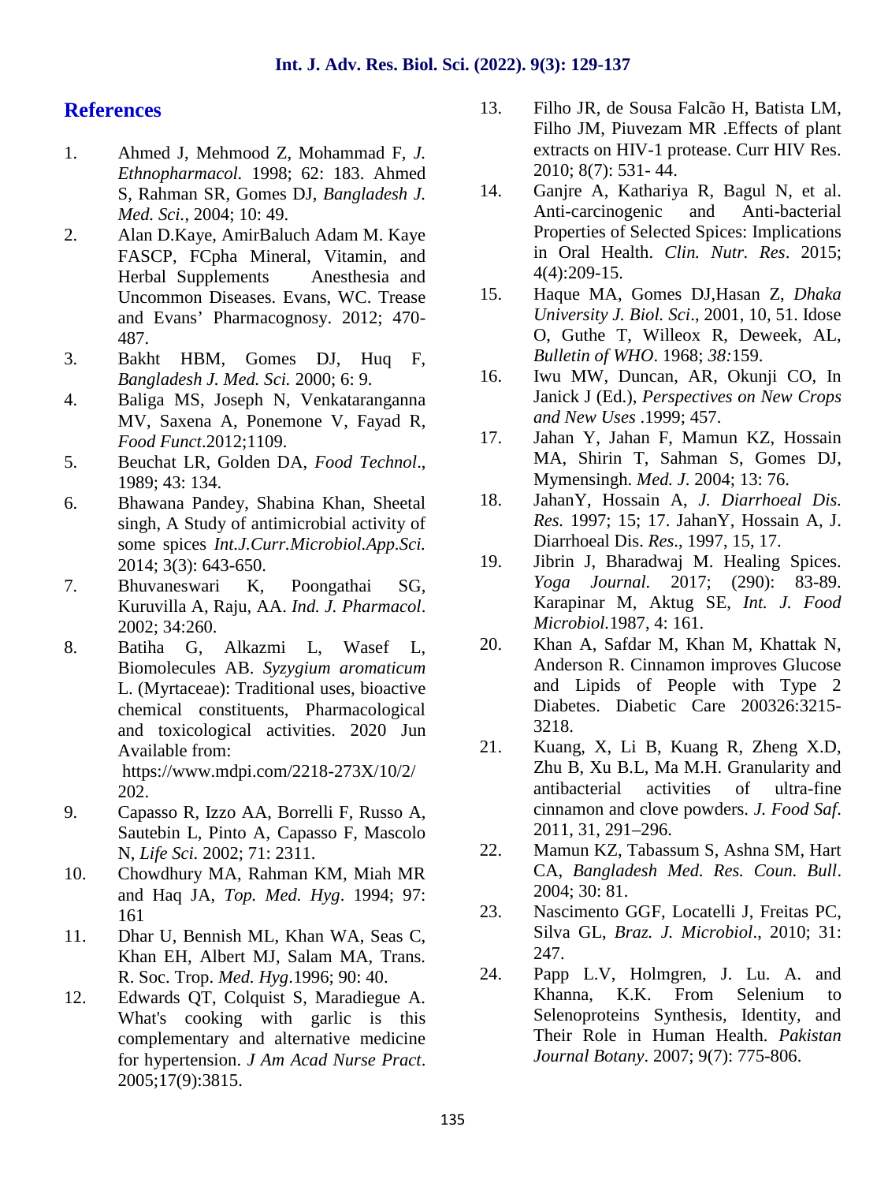## References

1. Ahmed J, Mehmood Z, Mohammad F, *J. Ethnopharmacol.* 1998; 62: 183. Ahmed S, Rahman SR, Gomes DJ, *Bangladesh J. Med. Sci.*, 2004; 10: 49.
2. Alan D.Kaye, AmirBaluch Adam M. Kaye FASCP, FCpha Mineral, Vitamin, and Herbal Supplements Anesthesia and Uncommon Diseases. Evans, WC. Trease and Evans' Pharmacognosy. 2012; 470-487.
3. Bakht HBM, Gomes DJ, Huq F, *Bangladesh J. Med. Sci.* 2000; 6: 9.
4. Baliga MS, Joseph N, Venkataranganna MV, Saxena A, Ponemone V, Fayad R, *Food Funct*.2012;1109.
5. Beuchat LR, Golden DA, *Food Technol*., 1989; 43: 134.
6. Bhawana Pandey, Shabina Khan, Sheetal singh, A Study of antimicrobial activity of some spices *Int.J.Curr.Microbiol.App.Sci.* 2014; 3(3): 643-650.
7. Bhuvaneswari K, Poongathai SG, Kuruvilla A, Raju, AA. *Ind. J. Pharmacol*. 2002; 34:260.
8. Batiha G, Alkazmi L, Wasef L, Biomolecules AB. *Syzygium aromaticum* L. (Myrtaceae): Traditional uses, bioactive chemical constituents, Pharmacological and toxicological activities. 2020 Jun Available from: https://www.mdpi.com/2218-273X/10/2/202.
9. Capasso R, Izzo AA, Borrelli F, Russo A, Sautebin L, Pinto A, Capasso F, Mascolo N, *Life Sci.* 2002; 71: 2311.
10. Chowdhury MA, Rahman KM, Miah MR and Haq JA, *Top. Med. Hyg*. 1994; 97: 161
11. Dhar U, Bennish ML, Khan WA, Seas C, Khan EH, Albert MJ, Salam MA, Trans. R. Soc. Trop. *Med. Hyg*.1996; 90: 40.
12. Edwards QT, Colquist S, Maradiegue A. What's cooking with garlic is this complementary and alternative medicine for hypertension. *J Am Acad Nurse Pract*. 2005;17(9):3815.
13. Filho JR, de Sousa Falcão H, Batista LM, Filho JM, Piuvezam MR .Effects of plant extracts on HIV-1 protease. Curr HIV Res. 2010; 8(7): 531- 44.
14. Ganjre A, Kathariya R, Bagul N, et al. Anti-carcinogenic and Anti-bacterial Properties of Selected Spices: Implications in Oral Health. *Clin. Nutr. Res*. 2015; 4(4):209-15.
15. Haque MA, Gomes DJ,Hasan Z, *Dhaka University J. Biol. Sci*., 2001, 10, 51. Idose O, Guthe T, Willeox R, Deweek, AL, *Bulletin of WHO*. 1968; *38:*159.
16. Iwu MW, Duncan, AR, Okunji CO, In Janick J (Ed.), *Perspectives on New Crops and New Uses* .1999; 457.
17. Jahan Y, Jahan F, Mamun KZ, Hossain MA, Shirin T, Sahman S, Gomes DJ, Mymensingh. *Med. J*. 2004; 13: 76.
18. JahanY, Hossain A, *J. Diarrhoeal Dis. Res.* 1997; 15; 17. JahanY, Hossain A, J. Diarrhoeal Dis. *Res*., 1997, 15, 17.
19. Jibrin J, Bharadwaj M. Healing Spices. *Yoga Journal.* 2017; (290): 83-89. Karapinar M, Aktug SE, *Int. J. Food Microbiol.*1987, 4: 161.
20. Khan A, Safdar M, Khan M, Khattak N, Anderson R. Cinnamon improves Glucose and Lipids of People with Type 2 Diabetes. Diabetic Care 200326:3215-3218.
21. Kuang, X, Li B, Kuang R, Zheng X.D, Zhu B, Xu B.L, Ma M.H. Granularity and antibacterial activities of ultra-fine cinnamon and clove powders. *J. Food Saf*. 2011, 31, 291–296.
22. Mamun KZ, Tabassum S, Ashna SM, Hart CA, *Bangladesh Med. Res. Coun. Bull*. 2004; 30: 81.
23. Nascimento GGF, Locatelli J, Freitas PC, Silva GL, *Braz. J. Microbiol*., 2010; 31: 247.
24. Papp L.V, Holmgren, J. Lu. A. and Khanna, K.K. From Selenium to Selenoproteins Synthesis, Identity, and Their Role in Human Health. *Pakistan Journal Botany*. 2007; 9(7): 775-806.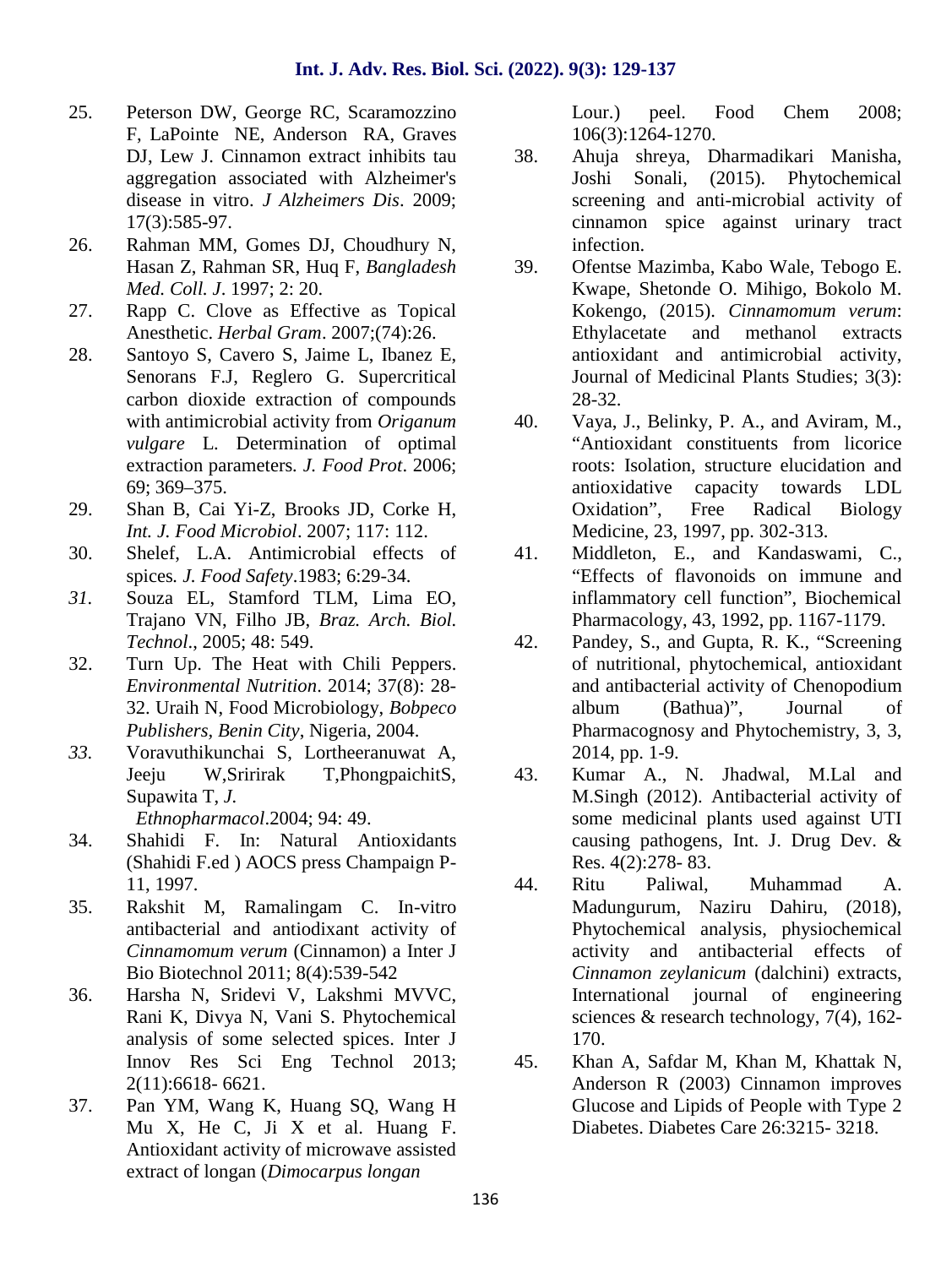25. Peterson DW, George RC, Scaramozzino F, LaPointe NE, Anderson RA, Graves DJ, Lew J. Cinnamon extract inhibits tau aggregation associated with Alzheimer's disease in vitro. *J Alzheimers Dis*. 2009; 17(3):585-97.
26. Rahman MM, Gomes DJ, Choudhury N, Hasan Z, Rahman SR, Huq F, *Bangladesh Med. Coll. J*. 1997; 2: 20.
27. Rapp C. Clove as Effective as Topical Anesthetic. *Herbal Gram*. 2007;(74):26.
28. Santoyo S, Cavero S, Jaime L, Ibanez E, Senorans F.J, Reglero G. Supercritical carbon dioxide extraction of compounds with antimicrobial activity from *Origanum vulgare* L. Determination of optimal extraction parameters*. J. Food Prot*. 2006; 69; 369–375.
29. Shan B, Cai Yi-Z, Brooks JD, Corke H, *Int. J. Food Microbiol*. 2007; 117: 112.
30. Shelef, L.A. Antimicrobial effects of spices*. J. Food Safety*.1983; 6:29-34.
31. Souza EL, Stamford TLM, Lima EO, Trajano VN, Filho JB, *Braz. Arch. Biol. Technol*., 2005; 48: 549.
32. Turn Up. The Heat with Chili Peppers. *Environmental Nutrition*. 2014; 37(8): 28-32. Uraih N, Food Microbiology, *Bobpeco Publishers*, *Benin City*, Nigeria, 2004.
33. Voravuthikunchai S, Lortheeranuwat A, Jeeju W,Sririrak T,PhongpaichitS, Supawita T, *J. Ethnopharmacol*.2004; 94: 49.
34. Shahidi F. In: Natural Antioxidants (Shahidi F.ed ) AOCS press Champaign P-11, 1997.
35. Rakshit M, Ramalingam C. In-vitro antibacterial and antiodixant activity of *Cinnamomum verum* (Cinnamon) a Inter J Bio Biotechnol 2011; 8(4):539-542
36. Harsha N, Sridevi V, Lakshmi MVVC, Rani K, Divya N, Vani S. Phytochemical analysis of some selected spices. Inter J Innov Res Sci Eng Technol 2013; 2(11):6618- 6621.
37. Pan YM, Wang K, Huang SQ, Wang H Mu X, He C, Ji X et al. Huang F. Antioxidant activity of microwave assisted extract of longan (*Dimocarpus longan* Lour.) peel. Food Chem 2008; 106(3):1264-1270.
38. Ahuja shreya, Dharmadikari Manisha, Joshi Sonali, (2015). Phytochemical screening and anti-microbial activity of cinnamon spice against urinary tract infection.
39. Ofentse Mazimba, Kabo Wale, Tebogo E. Kwape, Shetonde O. Mihigo, Bokolo M. Kokengo, (2015). *Cinnamomum verum*: Ethylacetate and methanol extracts antioxidant and antimicrobial activity, Journal of Medicinal Plants Studies; 3(3): 28-32.
40. Vaya, J., Belinky, P. A., and Aviram, M., "Antioxidant constituents from licorice roots: Isolation, structure elucidation and antioxidative capacity towards LDL Oxidation", Free Radical Biology Medicine, 23, 1997, pp. 302-313.
41. Middleton, E., and Kandaswami, C., "Effects of flavonoids on immune and inflammatory cell function", Biochemical Pharmacology, 43, 1992, pp. 1167-1179.
42. Pandey, S., and Gupta, R. K., "Screening of nutritional, phytochemical, antioxidant and antibacterial activity of Chenopodium album (Bathua)", Journal of Pharmacognosy and Phytochemistry, 3, 3, 2014, pp. 1-9.
43. Kumar A., N. Jhadwal, M.Lal and M.Singh (2012). Antibacterial activity of some medicinal plants used against UTI causing pathogens, Int. J. Drug Dev. & Res. 4(2):278- 83.
44. Ritu Paliwal, Muhammad A. Madungurum, Naziru Dahiru, (2018), Phytochemical analysis, physiochemical activity and antibacterial effects of *Cinnamon zeylanicum* (dalchini) extracts, International journal of engineering sciences & research technology, 7(4), 162-170.
45. Khan A, Safdar M, Khan M, Khattak N, Anderson R (2003) Cinnamon improves Glucose and Lipids of People with Type 2 Diabetes. Diabetes Care 26:3215- 3218.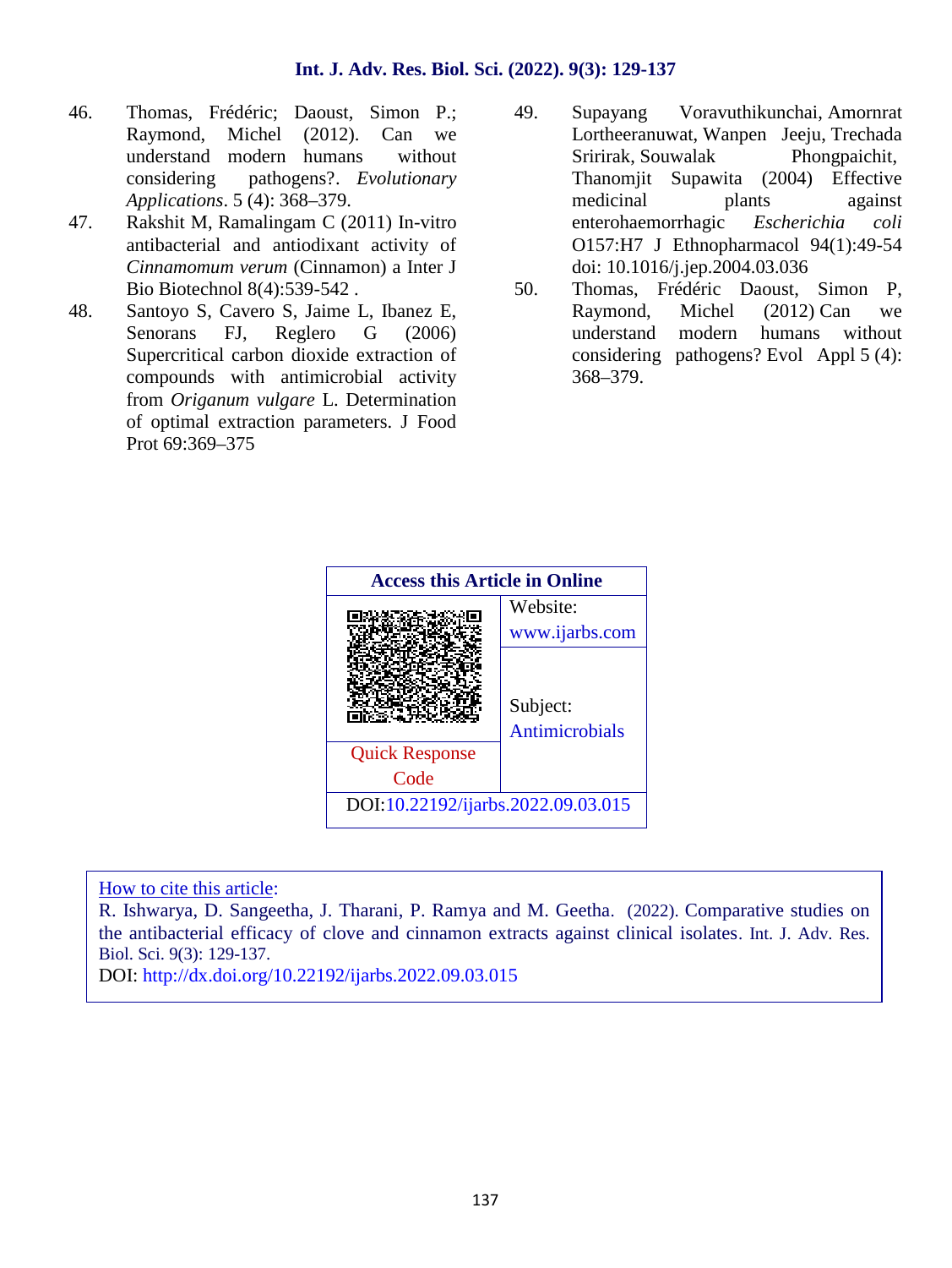46. Thomas, Frédéric; Daoust, Simon P.; Raymond, Michel (2012). Can we understand modern humans without considering pathogens?. *Evolutionary Applications*. 5 (4): 368–379.
47. Rakshit M, Ramalingam C (2011) In-vitro antibacterial and antiodixant activity of *Cinnamomum verum* (Cinnamon) a Inter J Bio Biotechnol 8(4):539-542 .
48. Santoyo S, Cavero S, Jaime L, Ibanez E, Senorans FJ, Reglero G (2006) Supercritical carbon dioxide extraction of compounds with antimicrobial activity from *Origanum vulgare* L. Determination of optimal extraction parameters. J Food Prot 69:369–375
49. Supayang Voravuthikunchai, Amornrat Lortheeranuwat, Wanpen Jeeju, Trechada Sririrak, Souwalak Phongpaichit, Thanomjit Supawita (2004) Effective medicinal plants against enterohaemorrhagic *Escherichia coli* O157:H7 J Ethnopharmacol 94(1):49-54 doi: 10.1016/j.jep.2004.03.036
50. Thomas, Frédéric Daoust, Simon P, Raymond, Michel (2012) Can we understand modern humans without considering pathogens? Evol Appl 5 (4): 368–379.

| Access this Article in Online | |
|---|---|
| Quick Response Code | Website: www.ijarbs.com |
| | Subject: Antimicrobials |
| DOI:10.22192/ijarbs.2022.09.03.015 | |

How to cite this article:
R. Ishwarya, D. Sangeetha, J. Tharani, P. Ramya and M. Geetha. (2022). Comparative studies on the antibacterial efficacy of clove and cinnamon extracts against clinical isolates. Int. J. Adv. Res. Biol. Sci. 9(3): 129-137.
DOI: http://dx.doi.org/10.22192/ijarbs.2022.09.03.015